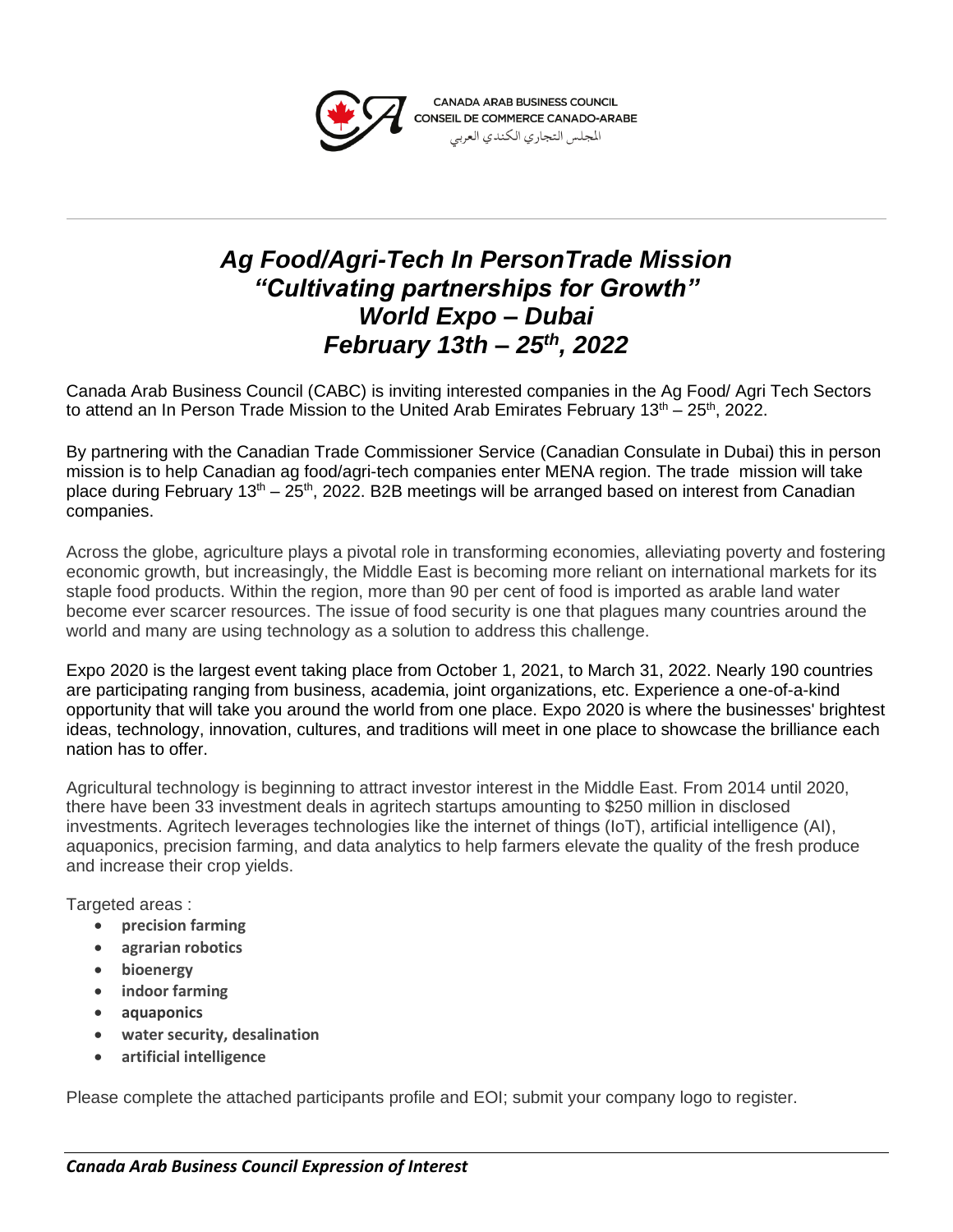CANADA ARAB BUSINESS COUNCIL
CONSEIL DE COMMERCE CANADO-ARABE
المجلس التجاري الكندي العربي

---

# *Ag Food/Agri-Tech In PersonTrade Mission*
# *"Cultivating partnerships for Growth"*
# *World Expo – Dubai*
# *February 13th – 25th, 2022*

Canada Arab Business Council (CABC) is inviting interested companies in the Ag Food/ Agri Tech Sectors to attend an In Person Trade Mission to the United Arab Emirates February 13th – 25th, 2022.

By partnering with the Canadian Trade Commissioner Service (Canadian Consulate in Dubai) this in person mission is to help Canadian ag food/agri-tech companies enter MENA region. The trade mission will take place during February 13th – 25th, 2022. B2B meetings will be arranged based on interest from Canadian companies.

Across the globe, agriculture plays a pivotal role in transforming economies, alleviating poverty and fostering economic growth, but increasingly, the Middle East is becoming more reliant on international markets for its staple food products. Within the region, more than 90 per cent of food is imported as arable land water become ever scarcer resources. The issue of food security is one that plagues many countries around the world and many are using technology as a solution to address this challenge.

Expo 2020 is the largest event taking place from October 1, 2021, to March 31, 2022. Nearly 190 countries are participating ranging from business, academia, joint organizations, etc. Experience a one-of-a-kind opportunity that will take you around the world from one place. Expo 2020 is where the businesses' brightest ideas, technology, innovation, cultures, and traditions will meet in one place to showcase the brilliance each nation has to offer.

Agricultural technology is beginning to attract investor interest in the Middle East. From 2014 until 2020, there have been 33 investment deals in agritech startups amounting to $250 million in disclosed investments. Agritech leverages technologies like the internet of things (IoT), artificial intelligence (AI), aquaponics, precision farming, and data analytics to help farmers elevate the quality of the fresh produce and increase their crop yields.

Targeted areas :

- **precision farming**
- **agrarian robotics**
- **bioenergy**
- **indoor farming**
- **aquaponics**
- **water security, desalination**
- **artificial intelligence**

Please complete the attached participants profile and EOI; submit your company logo to register.

---

***Canada Arab Business Council Expression of Interest***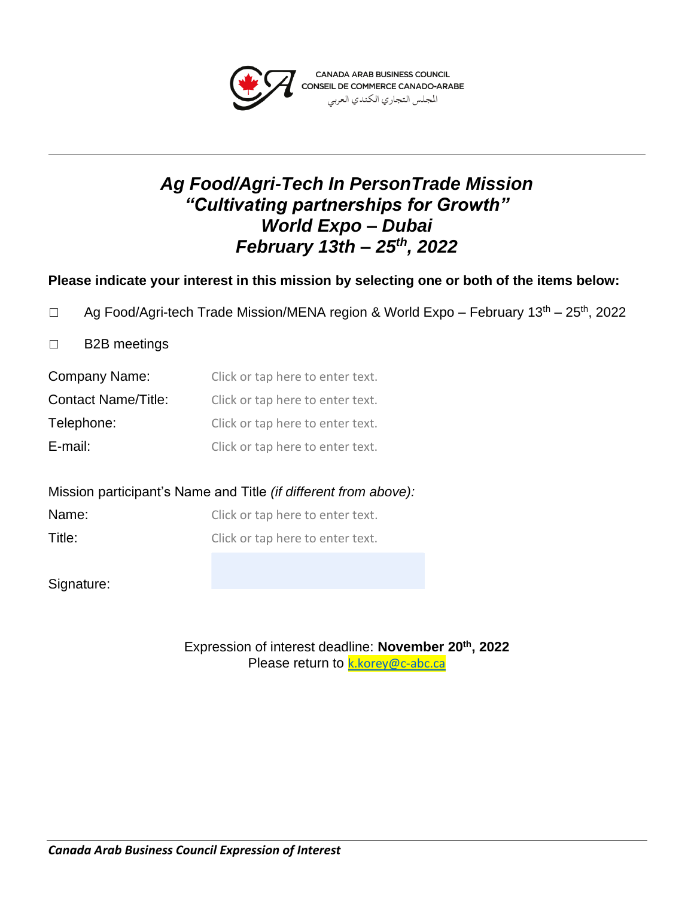CANADA ARAB BUSINESS COUNCIL
CONSEIL DE COMMERCE CANADO-ARABE
المجلس التجاري الكندي العربي

# *Ag Food/Agri-Tech In PersonTrade Mission*
# *“Cultivating partnerships for Growth”*
# *World Expo – Dubai*
# *February 13th – 25th, 2022*

**Please indicate your interest in this mission by selecting one or both of the items below:**

☐ Ag Food/Agri-tech Trade Mission/MENA region & World Expo – February 13th – 25th, 2022

☐ B2B meetings

Company Name: Click or tap here to enter text.

Contact Name/Title: Click or tap here to enter text.

Telephone: Click or tap here to enter text.

E-mail: Click or tap here to enter text.

Mission participant’s Name and Title *(if different from above):*

Name: Click or tap here to enter text.

Title: Click or tap here to enter text.

Signature:

Expression of interest deadline: **November 20th, 2022**
Please return to k.korey@c-abc.ca